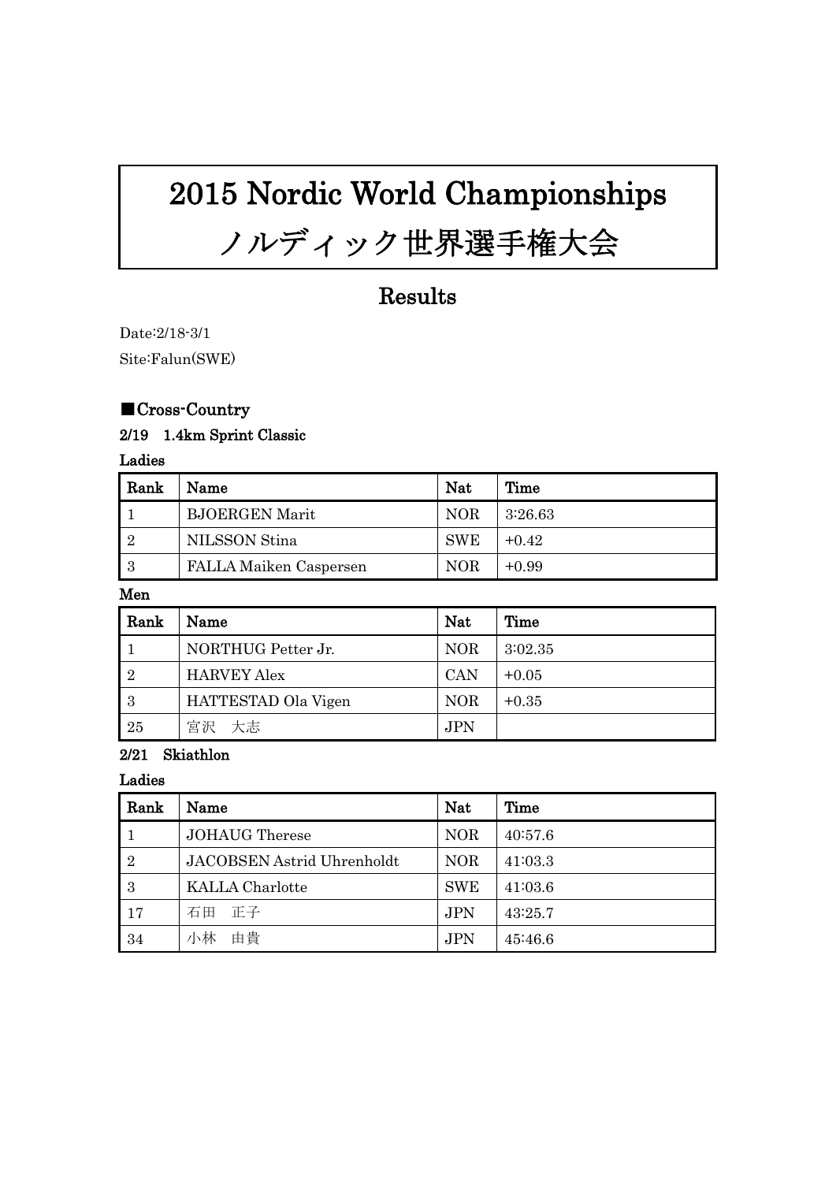# 2015 Nordic World Championships
# ノルディック世界選手権大会

## Results

Date:2/18-3/1

Site:Falun(SWE)

### ■Cross-Country

#### 2/19　1.4km Sprint Classic

**Ladies**

| Rank | Name | Nat | Time |
|---|---|---|---|
| 1 | BJOERGEN Marit | NOR | 3:26.63 |
| 2 | NILSSON Stina | SWE | +0.42 |
| 3 | FALLA Maiken Caspersen | NOR | +0.99 |

**Men**

| Rank | Name | Nat | Time |
|---|---|---|---|
| 1 | NORTHUG Petter Jr. | NOR | 3:02.35 |
| 2 | HARVEY Alex | CAN | +0.05 |
| 3 | HATTESTAD Ola Vigen | NOR | +0.35 |
| 25 | 宮沢　大志 | JPN | |

#### 2/21　Skiathlon

**Ladies**

| Rank | Name | Nat | Time |
|---|---|---|---|
| 1 | JOHAUG Therese | NOR | 40:57.6 |
| 2 | JACOBSEN Astrid Uhrenholdt | NOR | 41:03.3 |
| 3 | KALLA Charlotte | SWE | 41:03.6 |
| 17 | 石田　正子 | JPN | 43:25.7 |
| 34 | 小林　由貴 | JPN | 45:46.6 |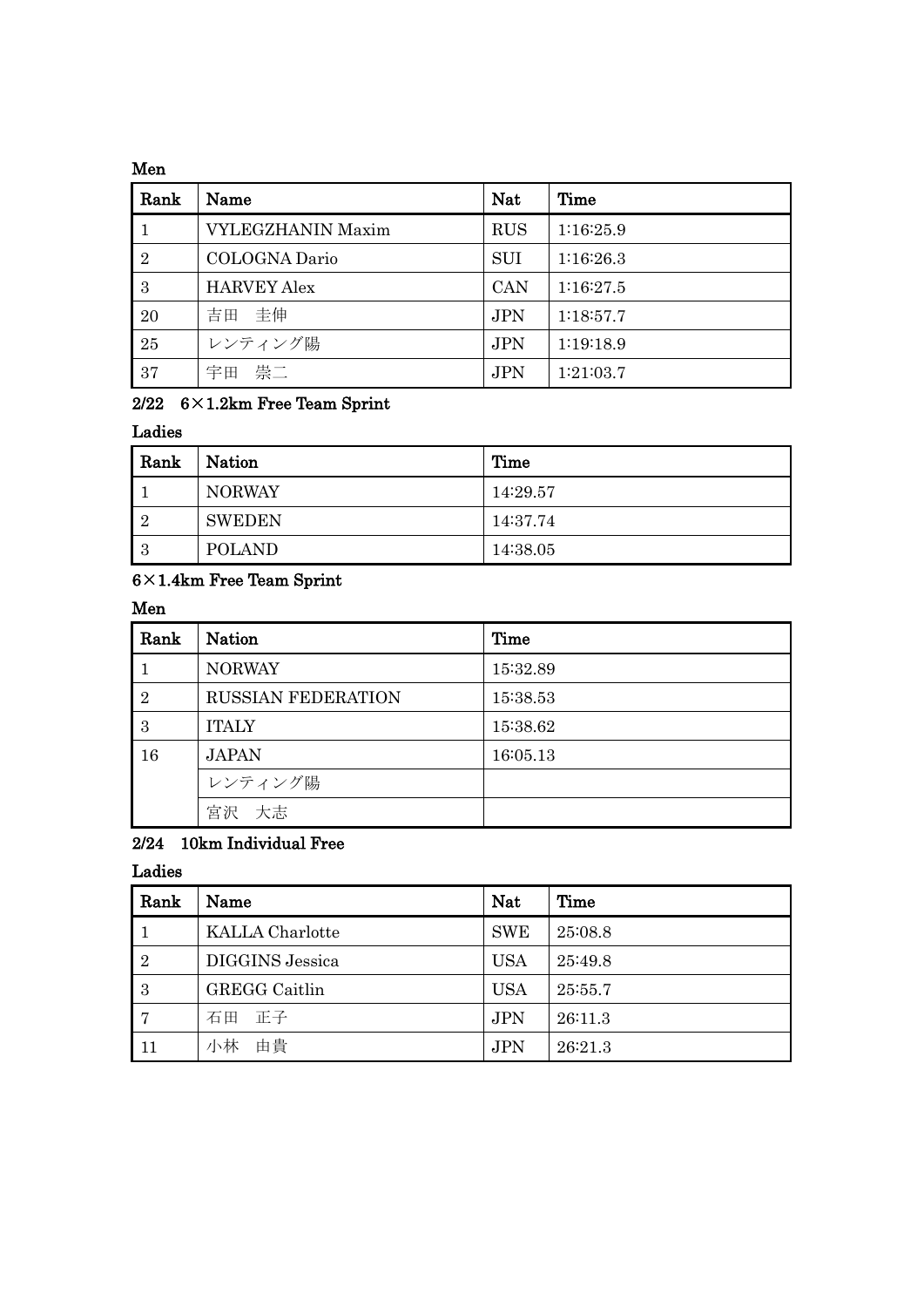**Men**

| Rank | Name | Nat | Time |
|---|---|---|---|
| 1 | VYLEGZHANIN Maxim | RUS | 1:16:25.9 |
| 2 | COLOGNA Dario | SUI | 1:16:26.3 |
| 3 | HARVEY Alex | CAN | 1:16:27.5 |
| 20 | 吉田　圭伸 | JPN | 1:18:57.7 |
| 25 | レンティング陽 | JPN | 1:19:18.9 |
| 37 | 宇田　崇二 | JPN | 1:21:03.7 |

**2/22　6×1.2km Free Team Sprint**

**Ladies**

| Rank | Nation | Time |
|---|---|---|
| 1 | NORWAY | 14:29.57 |
| 2 | SWEDEN | 14:37.74 |
| 3 | POLAND | 14:38.05 |

**6×1.4km Free Team Sprint**

**Men**

| Rank | Nation | Time |
|---|---|---|
| 1 | NORWAY | 15:32.89 |
| 2 | RUSSIAN FEDERATION | 15:38.53 |
| 3 | ITALY | 15:38.62 |
| 16 | JAPAN | 16:05.13 |
| | レンティング陽 | |
| | 宮沢　大志 | |

**2/24　10km Individual Free**

**Ladies**

| Rank | Name | Nat | Time |
|---|---|---|---|
| 1 | KALLA Charlotte | SWE | 25:08.8 |
| 2 | DIGGINS Jessica | USA | 25:49.8 |
| 3 | GREGG Caitlin | USA | 25:55.7 |
| 7 | 石田　正子 | JPN | 26:11.3 |
| 11 | 小林　由貴 | JPN | 26:21.3 |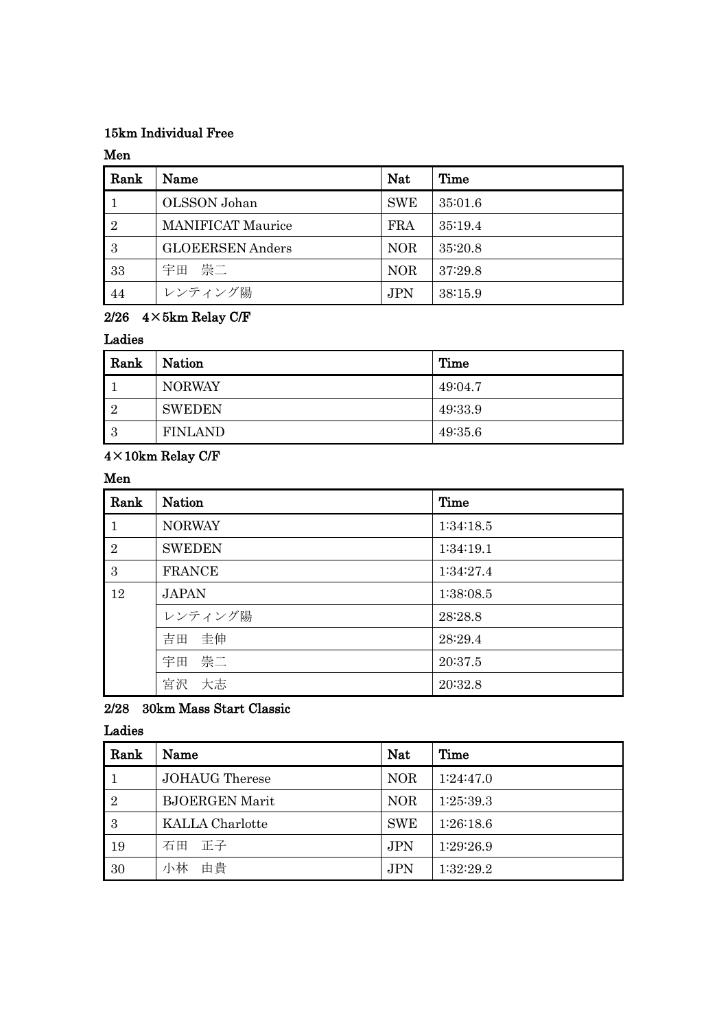### 15km Individual Free

#### Men

| Rank | Name | Nat | Time |
|---|---|---|---|
| 1 | OLSSON Johan | SWE | 35:01.6 |
| 2 | MANIFICAT Maurice | FRA | 35:19.4 |
| 3 | GLOEERSEN Anders | NOR | 35:20.8 |
| 33 | 宇田　崇二 | NOR | 37:29.8 |
| 44 | レンティング陽 | JPN | 38:15.9 |

### 2/26　4×5km Relay C/F

#### Ladies

| Rank | Nation | Time |
|---|---|---|
| 1 | NORWAY | 49:04.7 |
| 2 | SWEDEN | 49:33.9 |
| 3 | FINLAND | 49:35.6 |

### 4×10km Relay C/F

#### Men

| Rank | Nation | Time |
|---|---|---|
| 1 | NORWAY | 1:34:18.5 |
| 2 | SWEDEN | 1:34:19.1 |
| 3 | FRANCE | 1:34:27.4 |
| 12 | JAPAN | 1:38:08.5 |
| | レンティング陽 | 28:28.8 |
| | 吉田　圭伸 | 28:29.4 |
| | 宇田　崇二 | 20:37.5 |
| | 宮沢　大志 | 20:32.8 |

### 2/28　30km Mass Start Classic

#### Ladies

| Rank | Name | Nat | Time |
|---|---|---|---|
| 1 | JOHAUG Therese | NOR | 1:24:47.0 |
| 2 | BJOERGEN Marit | NOR | 1:25:39.3 |
| 3 | KALLA Charlotte | SWE | 1:26:18.6 |
| 19 | 石田　正子 | JPN | 1:29:26.9 |
| 30 | 小林　由貴 | JPN | 1:32:29.2 |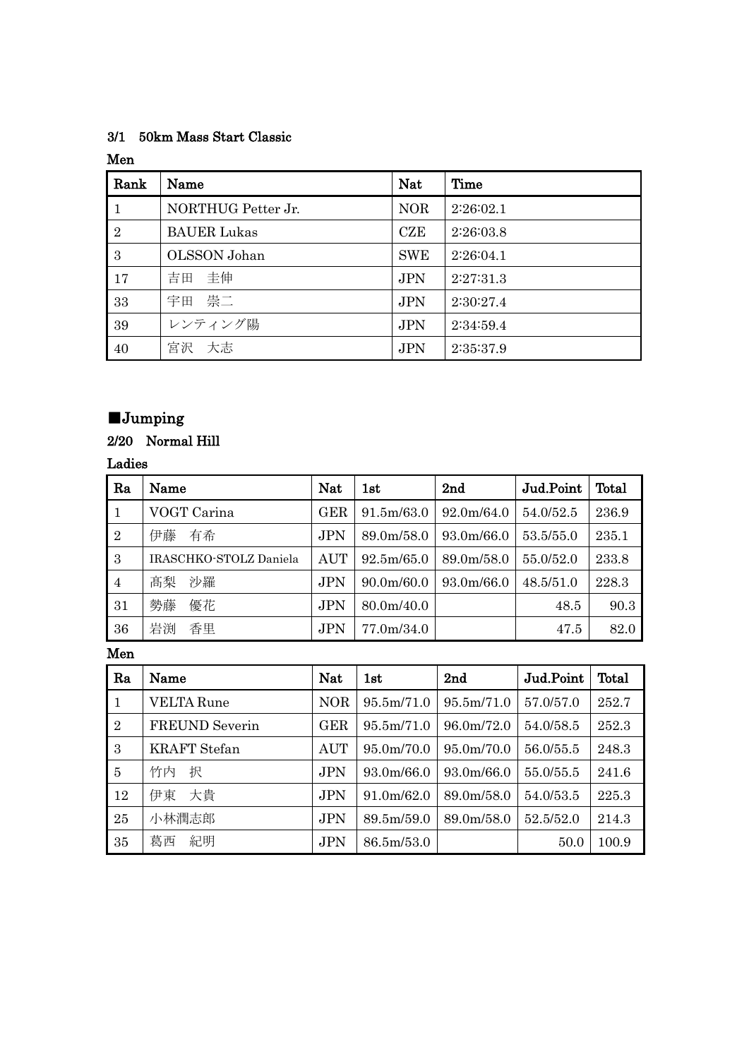### 3/1　50km Mass Start Classic

**Men**

| Rank | Name | Nat | Time |
|---|---|---|---|
| 1 | NORTHUG Petter Jr. | NOR | 2:26:02.1 |
| 2 | BAUER Lukas | CZE | 2:26:03.8 |
| 3 | OLSSON Johan | SWE | 2:26:04.1 |
| 17 | 吉田　圭伸 | JPN | 2:27:31.3 |
| 33 | 宇田　崇二 | JPN | 2:30:27.4 |
| 39 | レンティング陽 | JPN | 2:34:59.4 |
| 40 | 宮沢　大志 | JPN | 2:35:37.9 |

## ■Jumping

### 2/20　Normal Hill

**Ladies**

| Ra | Name | Nat | 1st | 2nd | Jud.Point | Total |
|---|---|---|---|---|---|---|
| 1 | VOGT Carina | GER | 91.5m/63.0 | 92.0m/64.0 | 54.0/52.5 | 236.9 |
| 2 | 伊藤　有希 | JPN | 89.0m/58.0 | 93.0m/66.0 | 53.5/55.0 | 235.1 |
| 3 | IRASCHKO-STOLZ Daniela | AUT | 92.5m/65.0 | 89.0m/58.0 | 55.0/52.0 | 233.8 |
| 4 | 髙梨　沙羅 | JPN | 90.0m/60.0 | 93.0m/66.0 | 48.5/51.0 | 228.3 |
| 31 | 勢藤　優花 | JPN | 80.0m/40.0 | | 48.5 | 90.3 |
| 36 | 岩渕　香里 | JPN | 77.0m/34.0 | | 47.5 | 82.0 |

**Men**

| Ra | Name | Nat | 1st | 2nd | Jud.Point | Total |
|---|---|---|---|---|---|---|
| 1 | VELTA Rune | NOR | 95.5m/71.0 | 95.5m/71.0 | 57.0/57.0 | 252.7 |
| 2 | FREUND Severin | GER | 95.5m/71.0 | 96.0m/72.0 | 54.0/58.5 | 252.3 |
| 3 | KRAFT Stefan | AUT | 95.0m/70.0 | 95.0m/70.0 | 56.0/55.5 | 248.3 |
| 5 | 竹内　択 | JPN | 93.0m/66.0 | 93.0m/66.0 | 55.0/55.5 | 241.6 |
| 12 | 伊東　大貴 | JPN | 91.0m/62.0 | 89.0m/58.0 | 54.0/53.5 | 225.3 |
| 25 | 小林潤志郎 | JPN | 89.5m/59.0 | 89.0m/58.0 | 52.5/52.0 | 214.3 |
| 35 | 葛西　紀明 | JPN | 86.5m/53.0 | | 50.0 | 100.9 |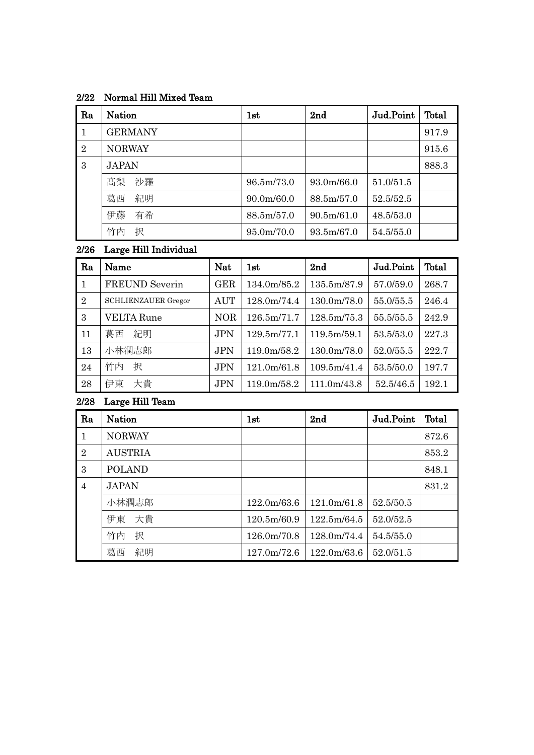**2/22 Normal Hill Mixed Team**

| Ra | Nation | 1st | 2nd | Jud.Point | Total |
|---|---|---|---|---|---|
| 1 | GERMANY | | | | 917.9 |
| 2 | NORWAY | | | | 915.6 |
| 3 | JAPAN | | | | 888.3 |
| | 髙梨　沙羅 | 96.5m/73.0 | 93.0m/66.0 | 51.0/51.5 | |
| | 葛西　紀明 | 90.0m/60.0 | 88.5m/57.0 | 52.5/52.5 | |
| | 伊藤　有希 | 88.5m/57.0 | 90.5m/61.0 | 48.5/53.0 | |
| | 竹内　択 | 95.0m/70.0 | 93.5m/67.0 | 54.5/55.0 | |

**2/26 Large Hill Individual**

| Ra | Name | Nat | 1st | 2nd | Jud.Point | Total |
|---|---|---|---|---|---|---|
| 1 | FREUND Severin | GER | 134.0m/85.2 | 135.5m/87.9 | 57.0/59.0 | 268.7 |
| 2 | SCHLIENZAUER Gregor | AUT | 128.0m/74.4 | 130.0m/78.0 | 55.0/55.5 | 246.4 |
| 3 | VELTA Rune | NOR | 126.5m/71.7 | 128.5m/75.3 | 55.5/55.5 | 242.9 |
| 11 | 葛西　紀明 | JPN | 129.5m/77.1 | 119.5m/59.1 | 53.5/53.0 | 227.3 |
| 13 | 小林潤志郎 | JPN | 119.0m/58.2 | 130.0m/78.0 | 52.0/55.5 | 222.7 |
| 24 | 竹内　択 | JPN | 121.0m/61.8 | 109.5m/41.4 | 53.5/50.0 | 197.7 |
| 28 | 伊東　大貴 | JPN | 119.0m/58.2 | 111.0m/43.8 | 52.5/46.5 | 192.1 |

**2/28 Large Hill Team**

| Ra | Nation | 1st | 2nd | Jud.Point | Total |
|---|---|---|---|---|---|
| 1 | NORWAY | | | | 872.6 |
| 2 | AUSTRIA | | | | 853.2 |
| 3 | POLAND | | | | 848.1 |
| 4 | JAPAN | | | | 831.2 |
| | 小林潤志郎 | 122.0m/63.6 | 121.0m/61.8 | 52.5/50.5 | |
| | 伊東　大貴 | 120.5m/60.9 | 122.5m/64.5 | 52.0/52.5 | |
| | 竹内　択 | 126.0m/70.8 | 128.0m/74.4 | 54.5/55.0 | |
| | 葛西　紀明 | 127.0m/72.6 | 122.0m/63.6 | 52.0/51.5 | |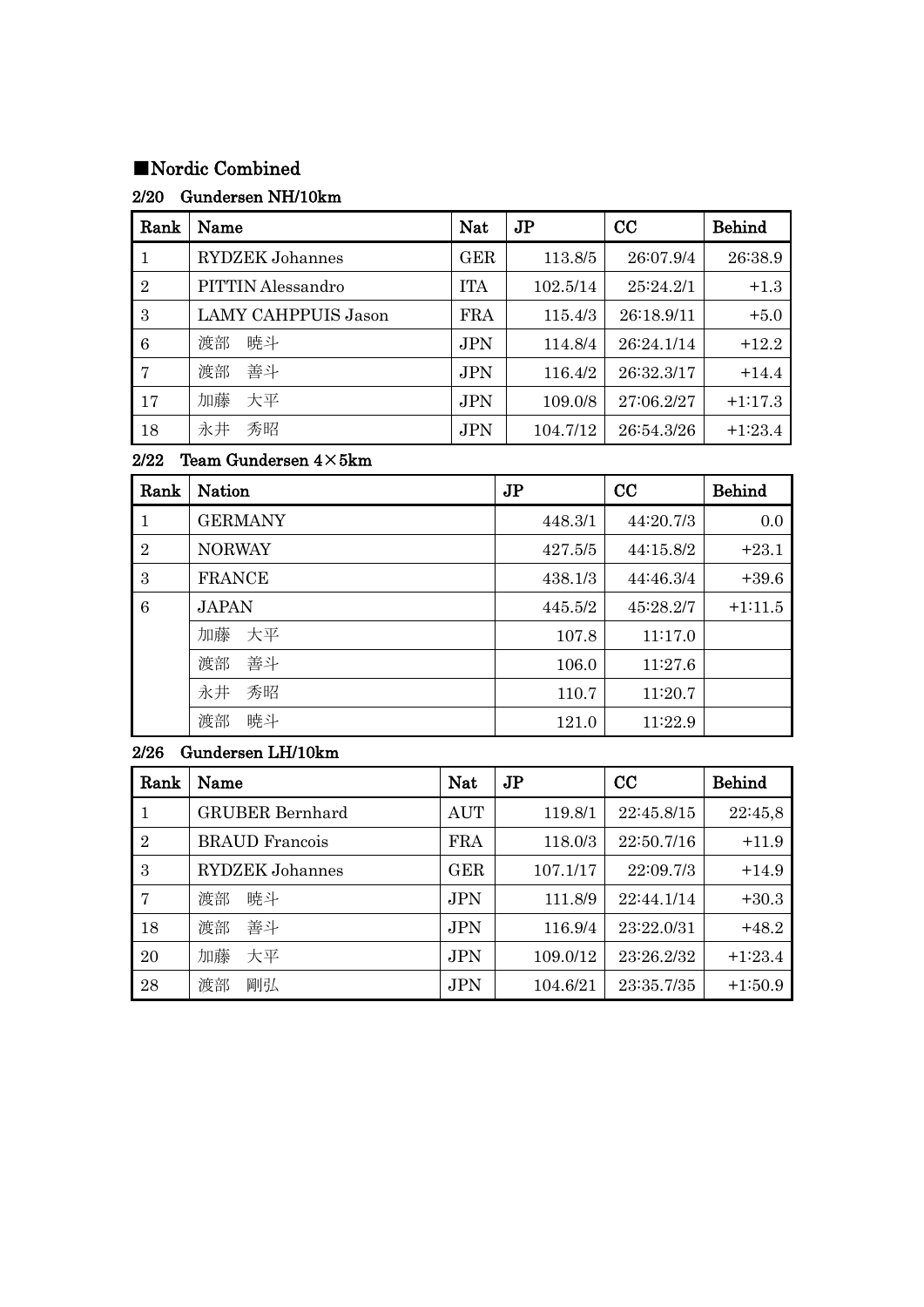## ■Nordic Combined

### 2/20　Gundersen NH/10km

| Rank | Name | Nat | JP | CC | Behind |
|---|---|---|---|---|---|
| 1 | RYDZEK Johannes | GER | 113.8/5 | 26:07.9/4 | 26:38.9 |
| 2 | PITTIN Alessandro | ITA | 102.5/14 | 25:24.2/1 | +1.3 |
| 3 | LAMY CAHPPUIS Jason | FRA | 115.4/3 | 26:18.9/11 | +5.0 |
| 6 | 渡部　暁斗 | JPN | 114.8/4 | 26:24.1/14 | +12.2 |
| 7 | 渡部　善斗 | JPN | 116.4/2 | 26:32.3/17 | +14.4 |
| 17 | 加藤　大平 | JPN | 109.0/8 | 27:06.2/27 | +1:17.3 |
| 18 | 永井　秀昭 | JPN | 104.7/12 | 26:54.3/26 | +1:23.4 |

### 2/22　Team Gundersen 4×5km

| Rank | Nation | JP | CC | Behind |
|---|---|---|---|---|
| 1 | GERMANY | 448.3/1 | 44:20.7/3 | 0.0 |
| 2 | NORWAY | 427.5/5 | 44:15.8/2 | +23.1 |
| 3 | FRANCE | 438.1/3 | 44:46.3/4 | +39.6 |
| 6 | JAPAN | 445.5/2 | 45:28.2/7 | +1:11.5 |
| | 加藤　大平 | 107.8 | 11:17.0 | |
| | 渡部　善斗 | 106.0 | 11:27.6 | |
| | 永井　秀昭 | 110.7 | 11:20.7 | |
| | 渡部　暁斗 | 121.0 | 11:22.9 | |

### 2/26　Gundersen LH/10km

| Rank | Name | Nat | JP | CC | Behind |
|---|---|---|---|---|---|
| 1 | GRUBER Bernhard | AUT | 119.8/1 | 22:45.8/15 | 22:45,8 |
| 2 | BRAUD Francois | FRA | 118.0/3 | 22:50.7/16 | +11.9 |
| 3 | RYDZEK Johannes | GER | 107.1/17 | 22:09.7/3 | +14.9 |
| 7 | 渡部　暁斗 | JPN | 111.8/9 | 22:44.1/14 | +30.3 |
| 18 | 渡部　善斗 | JPN | 116.9/4 | 23:22.0/31 | +48.2 |
| 20 | 加藤　大平 | JPN | 109.0/12 | 23:26.2/32 | +1:23.4 |
| 28 | 渡部　剛弘 | JPN | 104.6/21 | 23:35.7/35 | +1:50.9 |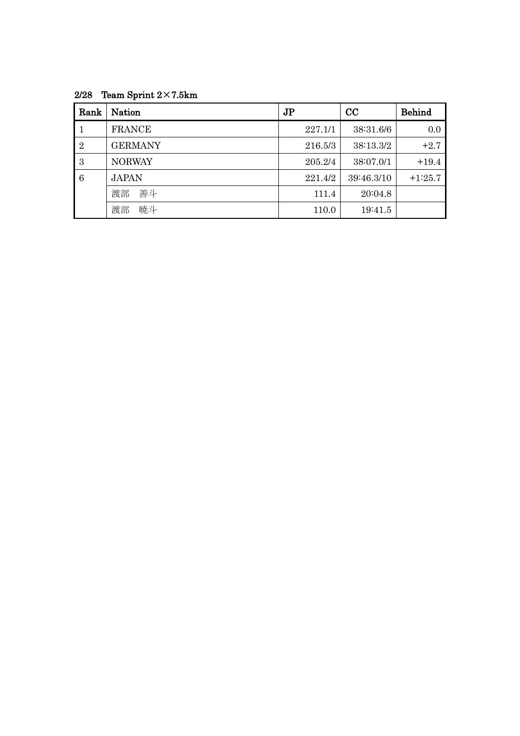**2/28　Team Sprint 2×7.5km**

| Rank | Nation | JP | CC | Behind |
|---|---|---|---|---|
| 1 | FRANCE | 227.1/1 | 38:31.6/6 | 0.0 |
| 2 | GERMANY | 216.5/3 | 38:13.3/2 | +2.7 |
| 3 | NORWAY | 205.2/4 | 38:07.0/1 | +19.4 |
| 6 | JAPAN | 221.4/2 | 39:46.3/10 | +1:25.7 |
| | 渡部　善斗 | 111.4 | 20:04.8 | |
| | 渡部　暁斗 | 110.0 | 19:41.5 | |